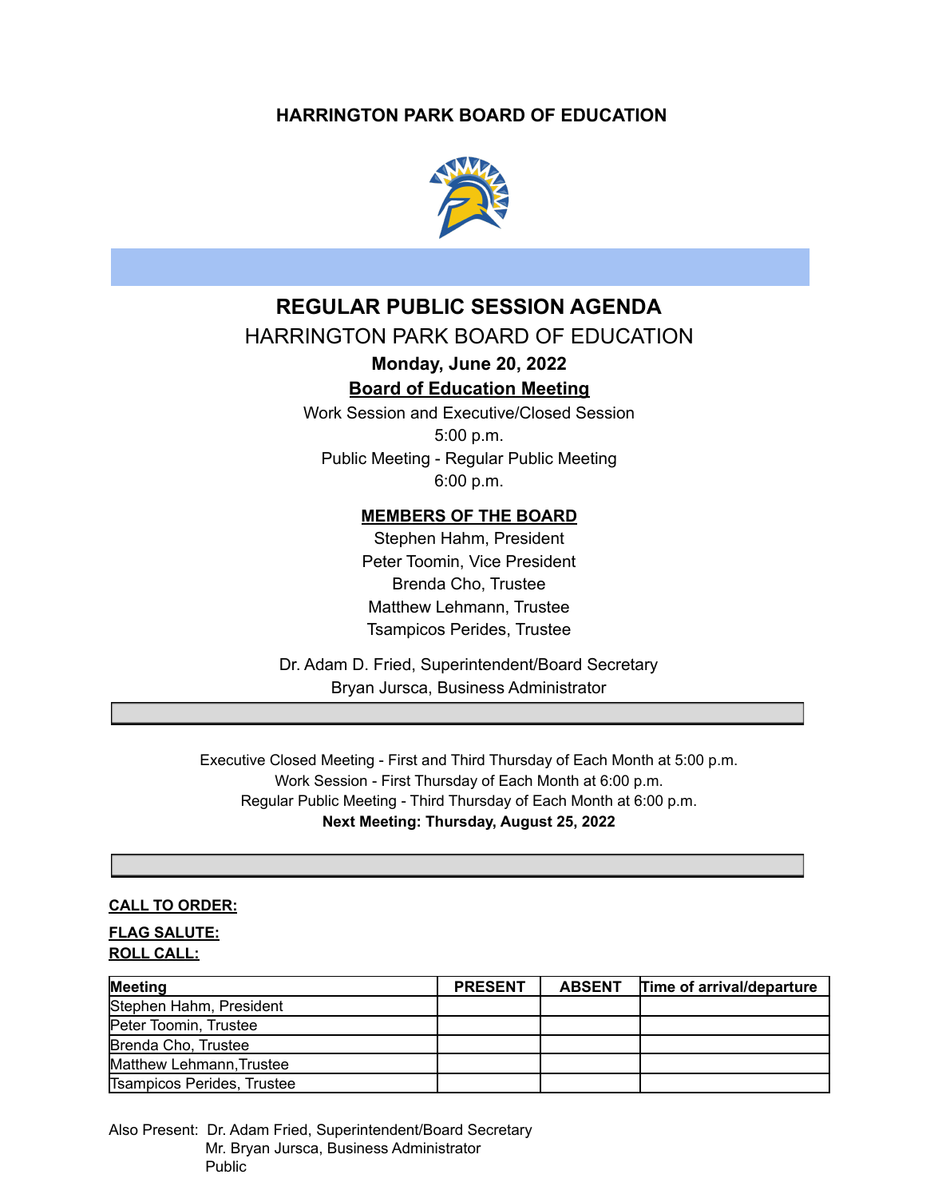# HARRINGTON PARK BOARD OF EDUCATION

## REGULAR PUBLIC SESSION AGENDA

HARRINGTON PARK BOARD OF EDUCATION

**Monday, June 20, 2022**

**Board of Education Meeting**

Work Session and Executive/Closed Session
5:00 p.m.
Public Meeting - Regular Public Meeting
6:00 p.m.

**MEMBERS OF THE BOARD**

Stephen Hahm, President
Peter Toomin, Vice President
Brenda Cho, Trustee
Matthew Lehmann, Trustee
Tsampicos Perides, Trustee

Dr. Adam D. Fried, Superintendent/Board Secretary
Bryan Jursca, Business Administrator

Executive Closed Meeting - First and Third Thursday of Each Month at 5:00 p.m.
Work Session - First Thursday of Each Month at 6:00 p.m.
Regular Public Meeting - Third Thursday of Each Month at 6:00 p.m.
**Next Meeting: Thursday, August 25, 2022**

**CALL TO ORDER:**

**FLAG SALUTE:**

**ROLL CALL:**

| Meeting | PRESENT | ABSENT | Time of arrival/departure |
|---|---|---|---|
| Stephen Hahm, President | | | |
| Peter Toomin, Trustee | | | |
| Brenda Cho, Trustee | | | |
| Matthew Lehmann,Trustee | | | |
| Tsampicos Perides, Trustee | | | |

Also Present: Dr. Adam Fried, Superintendent/Board Secretary
Mr. Bryan Jursca, Business Administrator
Public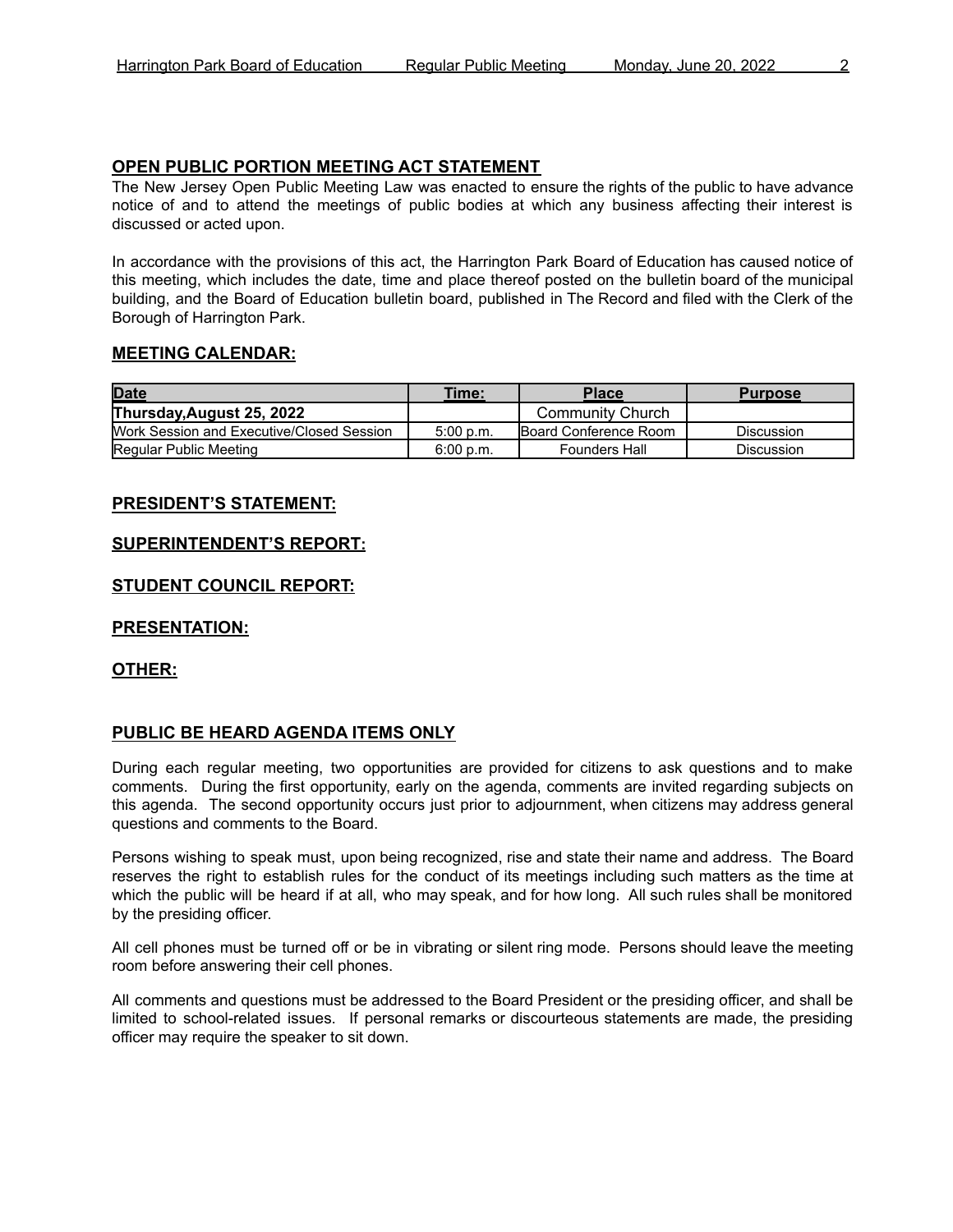## OPEN PUBLIC PORTION MEETING ACT STATEMENT

The New Jersey Open Public Meeting Law was enacted to ensure the rights of the public to have advance notice of and to attend the meetings of public bodies at which any business affecting their interest is discussed or acted upon.

In accordance with the provisions of this act, the Harrington Park Board of Education has caused notice of this meeting, which includes the date, time and place thereof posted on the bulletin board of the municipal building, and the Board of Education bulletin board, published in The Record and filed with the Clerk of the Borough of Harrington Park.

## MEETING CALENDAR:

| Date | Time: | Place | Purpose |
|---|---|---|---|
| **Thursday,August 25, 2022** | | Community Church | |
| Work Session and Executive/Closed Session | 5:00 p.m. | Board Conference Room | Discussion |
| Regular Public Meeting | 6:00 p.m. | Founders Hall | Discussion |

## PRESIDENT'S STATEMENT:

## SUPERINTENDENT'S REPORT:

## STUDENT COUNCIL REPORT:

## PRESENTATION:

## OTHER:

## PUBLIC BE HEARD AGENDA ITEMS ONLY

During each regular meeting, two opportunities are provided for citizens to ask questions and to make comments. During the first opportunity, early on the agenda, comments are invited regarding subjects on this agenda. The second opportunity occurs just prior to adjournment, when citizens may address general questions and comments to the Board.

Persons wishing to speak must, upon being recognized, rise and state their name and address. The Board reserves the right to establish rules for the conduct of its meetings including such matters as the time at which the public will be heard if at all, who may speak, and for how long. All such rules shall be monitored by the presiding officer.

All cell phones must be turned off or be in vibrating or silent ring mode. Persons should leave the meeting room before answering their cell phones.

All comments and questions must be addressed to the Board President or the presiding officer, and shall be limited to school-related issues. If personal remarks or discourteous statements are made, the presiding officer may require the speaker to sit down.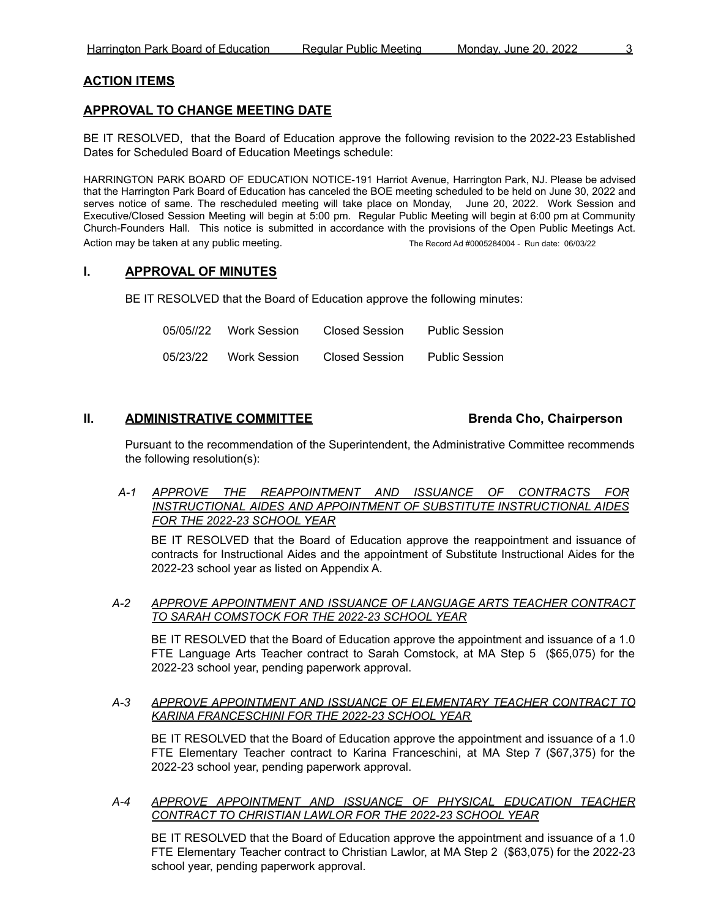## ACTION ITEMS

## APPROVAL TO CHANGE MEETING DATE

BE IT RESOLVED, that the Board of Education approve the following revision to the 2022-23 Established Dates for Scheduled Board of Education Meetings schedule:

HARRINGTON PARK BOARD OF EDUCATION NOTICE-191 Harriot Avenue, Harrington Park, NJ. Please be advised that the Harrington Park Board of Education has canceled the BOE meeting scheduled to be held on June 30, 2022 and serves notice of same. The rescheduled meeting will take place on Monday, June 20, 2022. Work Session and Executive/Closed Session Meeting will begin at 5:00 pm. Regular Public Meeting will begin at 6:00 pm at Community Church-Founders Hall. This notice is submitted in accordance with the provisions of the Open Public Meetings Act. Action may be taken at any public meeting. The Record Ad #0005284004 - Run date: 06/03/22

## I. APPROVAL OF MINUTES

BE IT RESOLVED that the Board of Education approve the following minutes:

| | | | |
|---|---|---|---|
| 05/05//22 | Work Session | Closed Session | Public Session |
| 05/23/22 | Work Session | Closed Session | Public Session |

## II. ADMINISTRATIVE COMMITTEE — Brenda Cho, Chairperson

Pursuant to the recommendation of the Superintendent, the Administrative Committee recommends the following resolution(s):

*A-1* ***APPROVE THE REAPPOINTMENT AND ISSUANCE OF CONTRACTS FOR INSTRUCTIONAL AIDES AND APPOINTMENT OF SUBSTITUTE INSTRUCTIONAL AIDES FOR THE 2022-23 SCHOOL YEAR***

BE IT RESOLVED that the Board of Education approve the reappointment and issuance of contracts for Instructional Aides and the appointment of Substitute Instructional Aides for the 2022-23 school year as listed on Appendix A.

*A-2* ***APPROVE APPOINTMENT AND ISSUANCE OF LANGUAGE ARTS TEACHER CONTRACT TO SARAH COMSTOCK FOR THE 2022-23 SCHOOL YEAR***

BE IT RESOLVED that the Board of Education approve the appointment and issuance of a 1.0 FTE Language Arts Teacher contract to Sarah Comstock, at MA Step 5 ($65,075) for the 2022-23 school year, pending paperwork approval.

*A-3* ***APPROVE APPOINTMENT AND ISSUANCE OF ELEMENTARY TEACHER CONTRACT TO KARINA FRANCESCHINI FOR THE 2022-23 SCHOOL YEAR***

BE IT RESOLVED that the Board of Education approve the appointment and issuance of a 1.0 FTE Elementary Teacher contract to Karina Franceschini, at MA Step 7 ($67,375) for the 2022-23 school year, pending paperwork approval.

*A-4* ***APPROVE APPOINTMENT AND ISSUANCE OF PHYSICAL EDUCATION TEACHER CONTRACT TO CHRISTIAN LAWLOR FOR THE 2022-23 SCHOOL YEAR***

BE IT RESOLVED that the Board of Education approve the appointment and issuance of a 1.0 FTE Elementary Teacher contract to Christian Lawlor, at MA Step 2 ($63,075) for the 2022-23 school year, pending paperwork approval.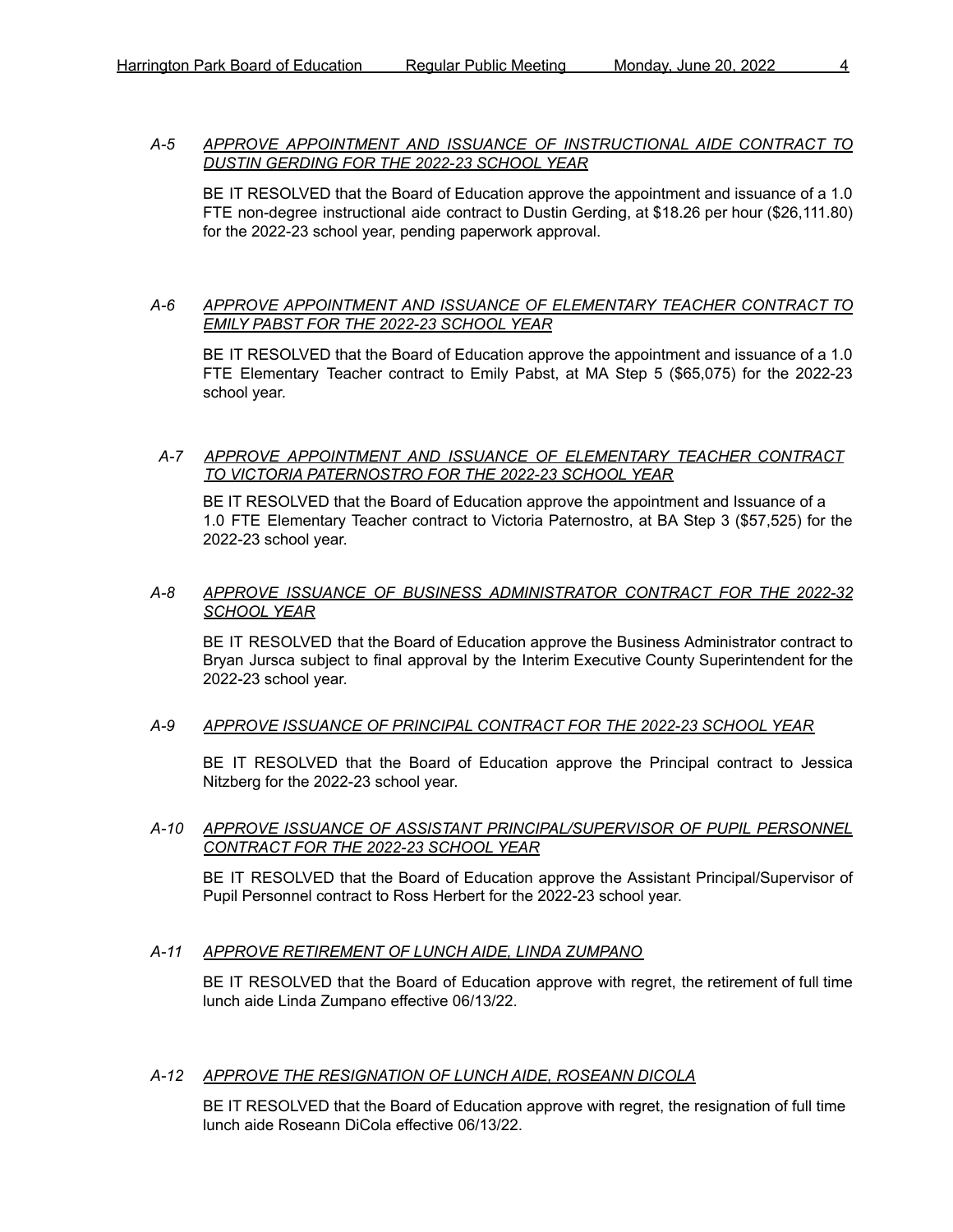*A-5* ***<u>APPROVE APPOINTMENT AND ISSUANCE OF INSTRUCTIONAL AIDE CONTRACT TO DUSTIN GERDING FOR THE 2022-23 SCHOOL YEAR</u>***

BE IT RESOLVED that the Board of Education approve the appointment and issuance of a 1.0 FTE non-degree instructional aide contract to Dustin Gerding, at $18.26 per hour ($26,111.80) for the 2022-23 school year, pending paperwork approval.

*A-6* ***<u>APPROVE APPOINTMENT AND ISSUANCE OF ELEMENTARY TEACHER CONTRACT TO EMILY PABST FOR THE 2022-23 SCHOOL YEAR</u>***

BE IT RESOLVED that the Board of Education approve the appointment and issuance of a 1.0 FTE Elementary Teacher contract to Emily Pabst, at MA Step 5 ($65,075) for the 2022-23 school year.

*A-7* ***<u>APPROVE APPOINTMENT AND ISSUANCE OF ELEMENTARY TEACHER CONTRACT TO VICTORIA PATERNOSTRO FOR THE 2022-23 SCHOOL YEAR</u>***

BE IT RESOLVED that the Board of Education approve the appointment and Issuance of a 1.0 FTE Elementary Teacher contract to Victoria Paternostro, at BA Step 3 ($57,525) for the 2022-23 school year.

*A-8* ***<u>APPROVE ISSUANCE OF BUSINESS ADMINISTRATOR CONTRACT FOR THE 2022-32 SCHOOL YEAR</u>***

BE IT RESOLVED that the Board of Education approve the Business Administrator contract to Bryan Jursca subject to final approval by the Interim Executive County Superintendent for the 2022-23 school year.

*A-9* ***<u>APPROVE ISSUANCE OF PRINCIPAL CONTRACT FOR THE 2022-23 SCHOOL YEAR</u>***

BE IT RESOLVED that the Board of Education approve the Principal contract to Jessica Nitzberg for the 2022-23 school year.

*A-10* ***<u>APPROVE ISSUANCE OF ASSISTANT PRINCIPAL/SUPERVISOR OF PUPIL PERSONNEL CONTRACT FOR THE 2022-23 SCHOOL YEAR</u>***

BE IT RESOLVED that the Board of Education approve the Assistant Principal/Supervisor of Pupil Personnel contract to Ross Herbert for the 2022-23 school year.

*A-11* ***<u>APPROVE RETIREMENT OF LUNCH AIDE, LINDA ZUMPANO</u>***

BE IT RESOLVED that the Board of Education approve with regret, the retirement of full time lunch aide Linda Zumpano effective 06/13/22.

*A-12* ***<u>APPROVE THE RESIGNATION OF LUNCH AIDE, ROSEANN DICOLA</u>***

BE IT RESOLVED that the Board of Education approve with regret, the resignation of full time lunch aide Roseann DiCola effective 06/13/22.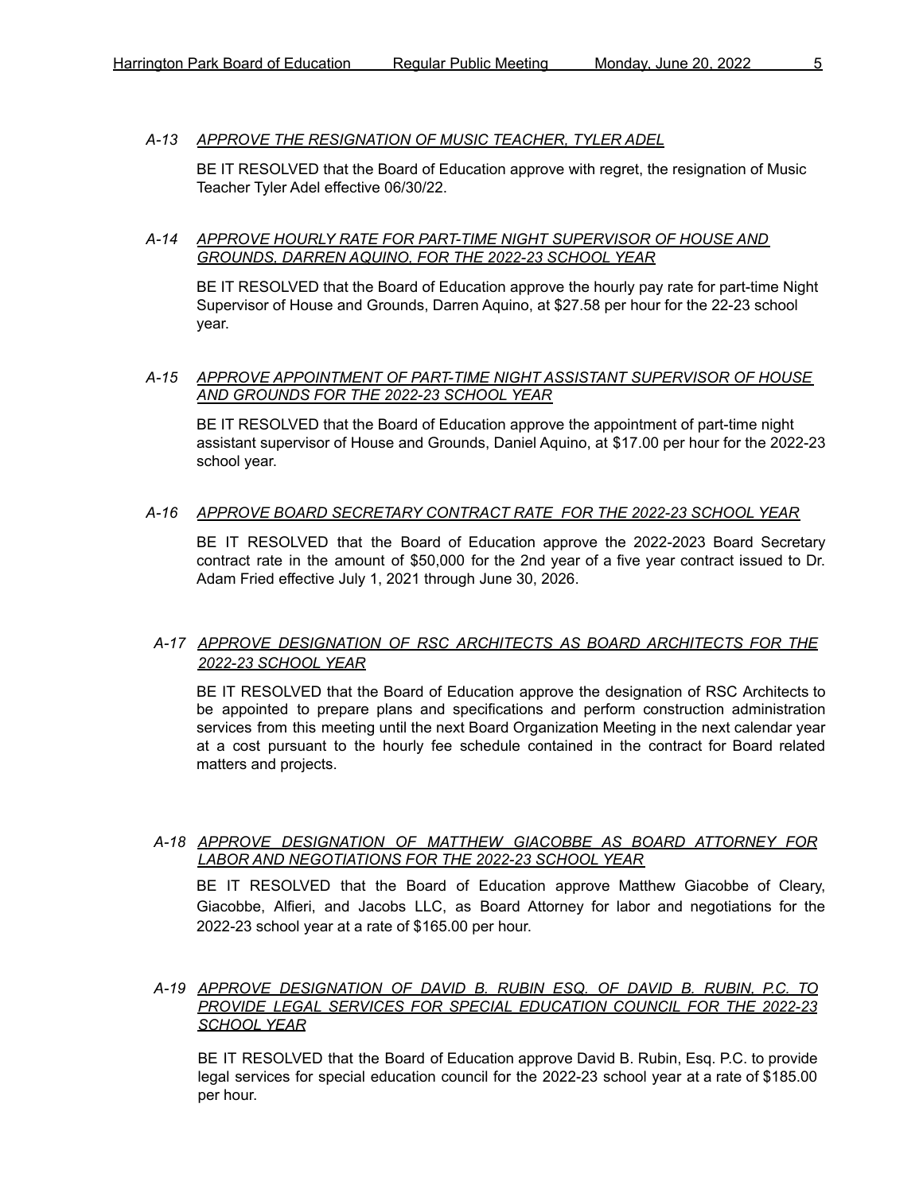*A-13 APPROVE THE RESIGNATION OF MUSIC TEACHER, TYLER ADEL*

BE IT RESOLVED that the Board of Education approve with regret, the resignation of Music Teacher Tyler Adel effective 06/30/22.

*A-14 APPROVE HOURLY RATE FOR PART-TIME NIGHT SUPERVISOR OF HOUSE AND GROUNDS, DARREN AQUINO, FOR THE 2022-23 SCHOOL YEAR*

BE IT RESOLVED that the Board of Education approve the hourly pay rate for part-time Night Supervisor of House and Grounds, Darren Aquino, at $27.58 per hour for the 22-23 school year.

*A-15 APPROVE APPOINTMENT OF PART-TIME NIGHT ASSISTANT SUPERVISOR OF HOUSE AND GROUNDS FOR THE 2022-23 SCHOOL YEAR*

BE IT RESOLVED that the Board of Education approve the appointment of part-time night assistant supervisor of House and Grounds, Daniel Aquino, at $17.00 per hour for the 2022-23 school year.

*A-16 APPROVE BOARD SECRETARY CONTRACT RATE FOR THE 2022-23 SCHOOL YEAR*

BE IT RESOLVED that the Board of Education approve the 2022-2023 Board Secretary contract rate in the amount of $50,000 for the 2nd year of a five year contract issued to Dr. Adam Fried effective July 1, 2021 through June 30, 2026.

*A-17 APPROVE DESIGNATION OF RSC ARCHITECTS AS BOARD ARCHITECTS FOR THE 2022-23 SCHOOL YEAR*

BE IT RESOLVED that the Board of Education approve the designation of RSC Architects to be appointed to prepare plans and specifications and perform construction administration services from this meeting until the next Board Organization Meeting in the next calendar year at a cost pursuant to the hourly fee schedule contained in the contract for Board related matters and projects.

*A-18 APPROVE DESIGNATION OF MATTHEW GIACOBBE AS BOARD ATTORNEY FOR LABOR AND NEGOTIATIONS FOR THE 2022-23 SCHOOL YEAR*

BE IT RESOLVED that the Board of Education approve Matthew Giacobbe of Cleary, Giacobbe, Alfieri, and Jacobs LLC, as Board Attorney for labor and negotiations for the 2022-23 school year at a rate of $165.00 per hour.

*A-19 APPROVE DESIGNATION OF DAVID B. RUBIN ESQ. OF DAVID B. RUBIN, P.C. TO PROVIDE LEGAL SERVICES FOR SPECIAL EDUCATION COUNCIL FOR THE 2022-23 SCHOOL YEAR*

BE IT RESOLVED that the Board of Education approve David B. Rubin, Esq. P.C. to provide legal services for special education council for the 2022-23 school year at a rate of $185.00 per hour.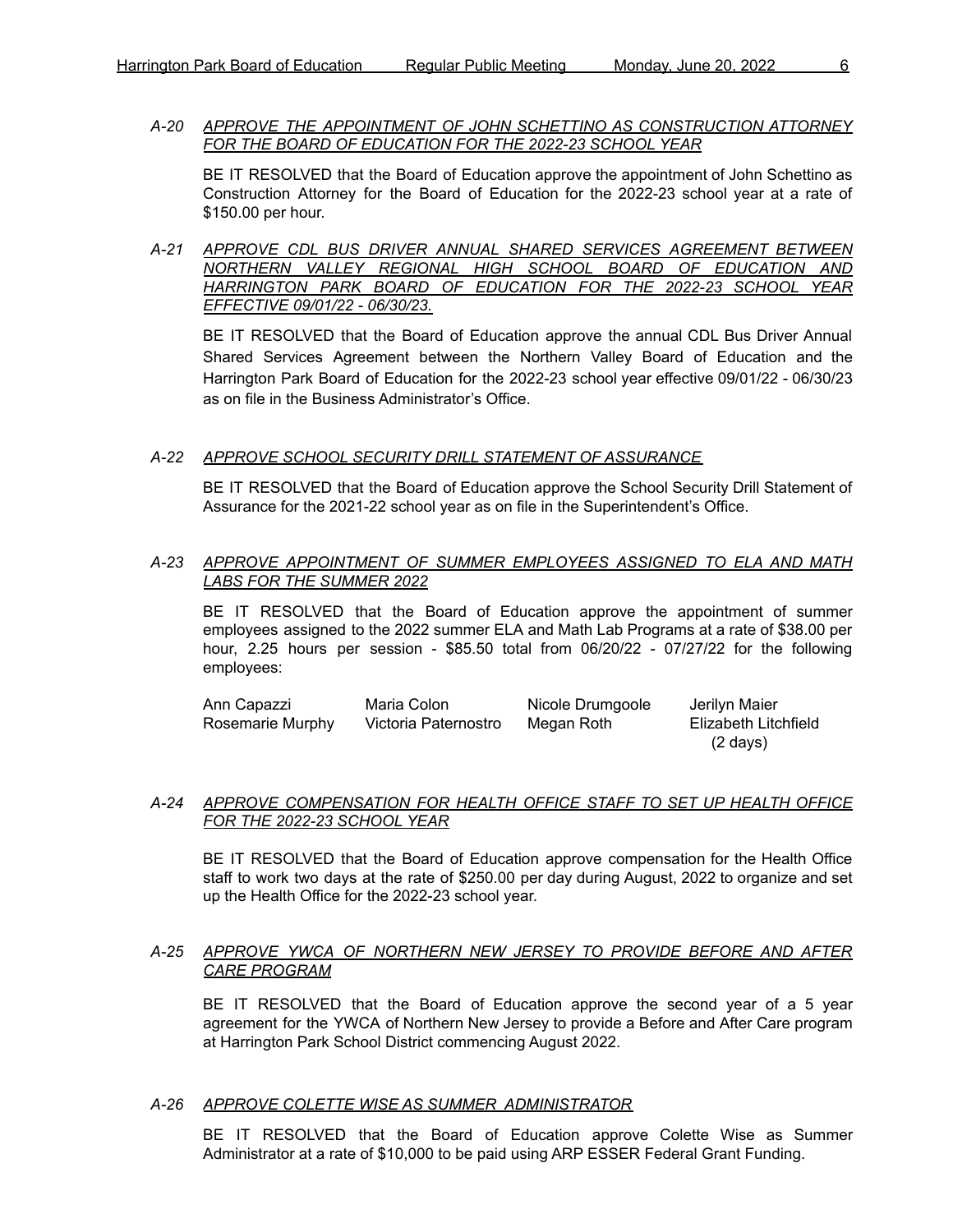*A-20* ***APPROVE THE APPOINTMENT OF JOHN SCHETTINO AS CONSTRUCTION ATTORNEY FOR THE BOARD OF EDUCATION FOR THE 2022-23 SCHOOL YEAR***

BE IT RESOLVED that the Board of Education approve the appointment of John Schettino as Construction Attorney for the Board of Education for the 2022-23 school year at a rate of $150.00 per hour.

*A-21* ***APPROVE CDL BUS DRIVER ANNUAL SHARED SERVICES AGREEMENT BETWEEN NORTHERN VALLEY REGIONAL HIGH SCHOOL BOARD OF EDUCATION AND HARRINGTON PARK BOARD OF EDUCATION FOR THE 2022-23 SCHOOL YEAR EFFECTIVE 09/01/22 - 06/30/23.***

BE IT RESOLVED that the Board of Education approve the annual CDL Bus Driver Annual Shared Services Agreement between the Northern Valley Board of Education and the Harrington Park Board of Education for the 2022-23 school year effective 09/01/22 - 06/30/23 as on file in the Business Administrator's Office.

*A-22* ***APPROVE SCHOOL SECURITY DRILL STATEMENT OF ASSURANCE***

BE IT RESOLVED that the Board of Education approve the School Security Drill Statement of Assurance for the 2021-22 school year as on file in the Superintendent's Office.

*A-23* ***APPROVE APPOINTMENT OF SUMMER EMPLOYEES ASSIGNED TO ELA AND MATH LABS FOR THE SUMMER 2022***

BE IT RESOLVED that the Board of Education approve the appointment of summer employees assigned to the 2022 summer ELA and Math Lab Programs at a rate of $38.00 per hour, 2.25 hours per session - $85.50 total from 06/20/22 - 07/27/22 for the following employees:

| | | | |
|---|---|---|---|
| Ann Capazzi | Maria Colon | Nicole Drumgoole | Jerilyn Maier |
| Rosemarie Murphy | Victoria Paternostro | Megan Roth | Elizabeth Litchfield (2 days) |

*A-24* ***APPROVE COMPENSATION FOR HEALTH OFFICE STAFF TO SET UP HEALTH OFFICE FOR THE 2022-23 SCHOOL YEAR***

BE IT RESOLVED that the Board of Education approve compensation for the Health Office staff to work two days at the rate of $250.00 per day during August, 2022 to organize and set up the Health Office for the 2022-23 school year.

*A-25* ***APPROVE YWCA OF NORTHERN NEW JERSEY TO PROVIDE BEFORE AND AFTER CARE PROGRAM***

BE IT RESOLVED that the Board of Education approve the second year of a 5 year agreement for the YWCA of Northern New Jersey to provide a Before and After Care program at Harrington Park School District commencing August 2022.

*A-26* ***APPROVE COLETTE WISE AS SUMMER ADMINISTRATOR***

BE IT RESOLVED that the Board of Education approve Colette Wise as Summer Administrator at a rate of $10,000 to be paid using ARP ESSER Federal Grant Funding.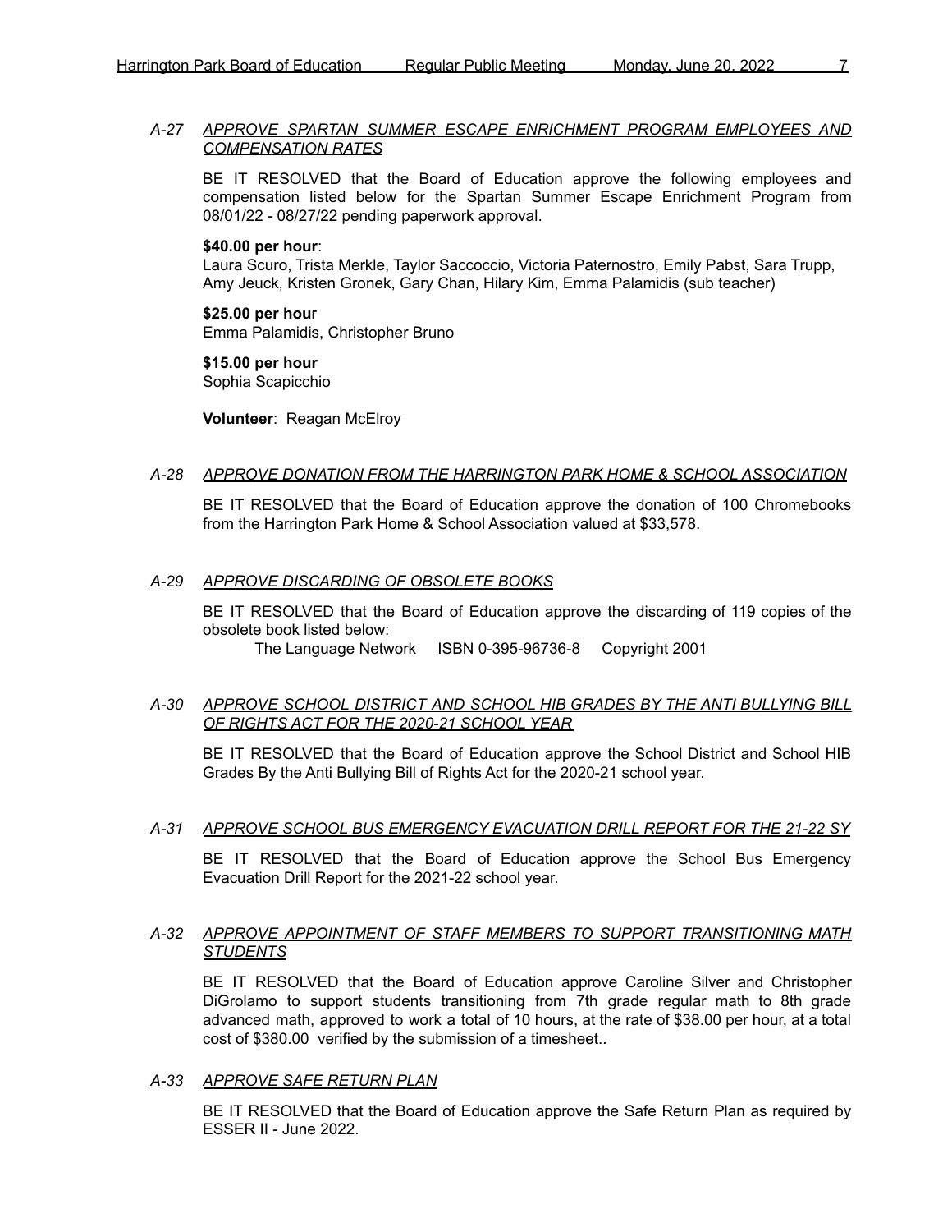*A-27 APPROVE SPARTAN SUMMER ESCAPE ENRICHMENT PROGRAM EMPLOYEES AND COMPENSATION RATES*

BE IT RESOLVED that the Board of Education approve the following employees and compensation listed below for the Spartan Summer Escape Enrichment Program from 08/01/22 - 08/27/22 pending paperwork approval.

**$40.00 per hour**:
Laura Scuro, Trista Merkle, Taylor Saccoccio, Victoria Paternostro, Emily Pabst, Sara Trupp, Amy Jeuck, Kristen Gronek, Gary Chan, Hilary Kim, Emma Palamidis (sub teacher)

**$25.00 per hour**
Emma Palamidis, Christopher Bruno

**$15.00 per hour**
Sophia Scapicchio

**Volunteer**: Reagan McElroy

*A-28 APPROVE DONATION FROM THE HARRINGTON PARK HOME & SCHOOL ASSOCIATION*

BE IT RESOLVED that the Board of Education approve the donation of 100 Chromebooks from the Harrington Park Home & School Association valued at $33,578.

*A-29 APPROVE DISCARDING OF OBSOLETE BOOKS*

BE IT RESOLVED that the Board of Education approve the discarding of 119 copies of the obsolete book listed below:

The Language Network ISBN 0-395-96736-8 Copyright 2001

*A-30 APPROVE SCHOOL DISTRICT AND SCHOOL HIB GRADES BY THE ANTI BULLYING BILL OF RIGHTS ACT FOR THE 2020-21 SCHOOL YEAR*

BE IT RESOLVED that the Board of Education approve the School District and School HIB Grades By the Anti Bullying Bill of Rights Act for the 2020-21 school year.

*A-31 APPROVE SCHOOL BUS EMERGENCY EVACUATION DRILL REPORT FOR THE 21-22 SY*

BE IT RESOLVED that the Board of Education approve the School Bus Emergency Evacuation Drill Report for the 2021-22 school year.

*A-32 APPROVE APPOINTMENT OF STAFF MEMBERS TO SUPPORT TRANSITIONING MATH STUDENTS*

BE IT RESOLVED that the Board of Education approve Caroline Silver and Christopher DiGrolamo to support students transitioning from 7th grade regular math to 8th grade advanced math, approved to work a total of 10 hours, at the rate of $38.00 per hour, at a total cost of $380.00 verified by the submission of a timesheet..

*A-33 APPROVE SAFE RETURN PLAN*

BE IT RESOLVED that the Board of Education approve the Safe Return Plan as required by ESSER II - June 2022.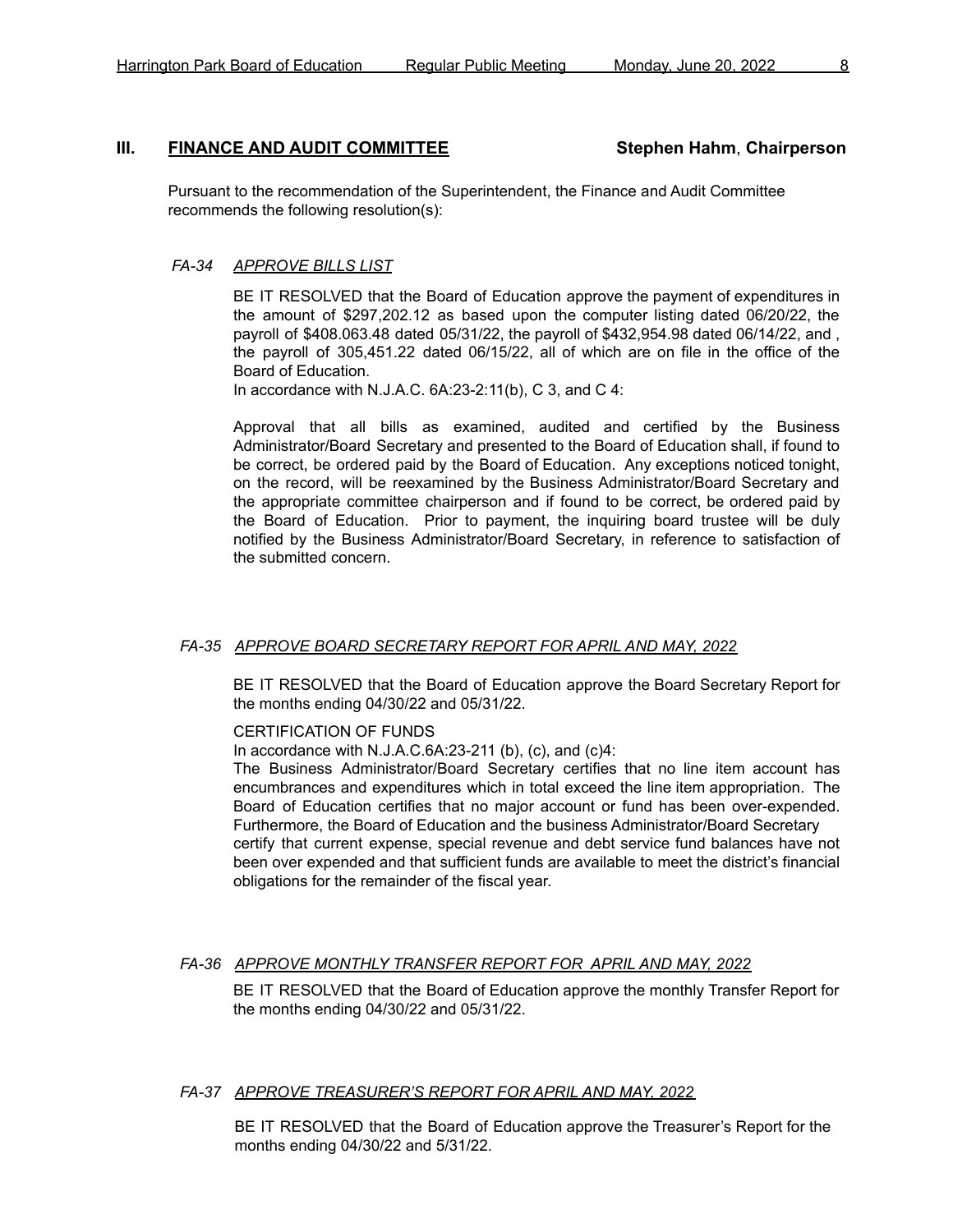## III. FINANCE AND AUDIT COMMITTEE **Stephen Hahm, Chairperson**

Pursuant to the recommendation of the Superintendent, the Finance and Audit Committee recommends the following resolution(s):

### *FA-34 APPROVE BILLS LIST*

BE IT RESOLVED that the Board of Education approve the payment of expenditures in the amount of $297,202.12 as based upon the computer listing dated 06/20/22, the payroll of $408.063.48 dated 05/31/22, the payroll of $432,954.98 dated 06/14/22, and , the payroll of 305,451.22 dated 06/15/22, all of which are on file in the office of the Board of Education.
In accordance with N.J.A.C. 6A:23-2:11(b), C 3, and C 4:

Approval that all bills as examined, audited and certified by the Business Administrator/Board Secretary and presented to the Board of Education shall, if found to be correct, be ordered paid by the Board of Education. Any exceptions noticed tonight, on the record, will be reexamined by the Business Administrator/Board Secretary and the appropriate committee chairperson and if found to be correct, be ordered paid by the Board of Education. Prior to payment, the inquiring board trustee will be duly notified by the Business Administrator/Board Secretary, in reference to satisfaction of the submitted concern.

### *FA-35 APPROVE BOARD SECRETARY REPORT FOR APRIL AND MAY, 2022*

BE IT RESOLVED that the Board of Education approve the Board Secretary Report for the months ending 04/30/22 and 05/31/22.

CERTIFICATION OF FUNDS
In accordance with N.J.A.C.6A:23-211 (b), (c), and (c)4:
The Business Administrator/Board Secretary certifies that no line item account has encumbrances and expenditures which in total exceed the line item appropriation. The Board of Education certifies that no major account or fund has been over-expended. Furthermore, the Board of Education and the business Administrator/Board Secretary certify that current expense, special revenue and debt service fund balances have not been over expended and that sufficient funds are available to meet the district's financial obligations for the remainder of the fiscal year.

### *FA-36 APPROVE MONTHLY TRANSFER REPORT FOR APRIL AND MAY, 2022*

BE IT RESOLVED that the Board of Education approve the monthly Transfer Report for the months ending 04/30/22 and 05/31/22.

### *FA-37 APPROVE TREASURER'S REPORT FOR APRIL AND MAY, 2022*

BE IT RESOLVED that the Board of Education approve the Treasurer's Report for the months ending 04/30/22 and 5/31/22.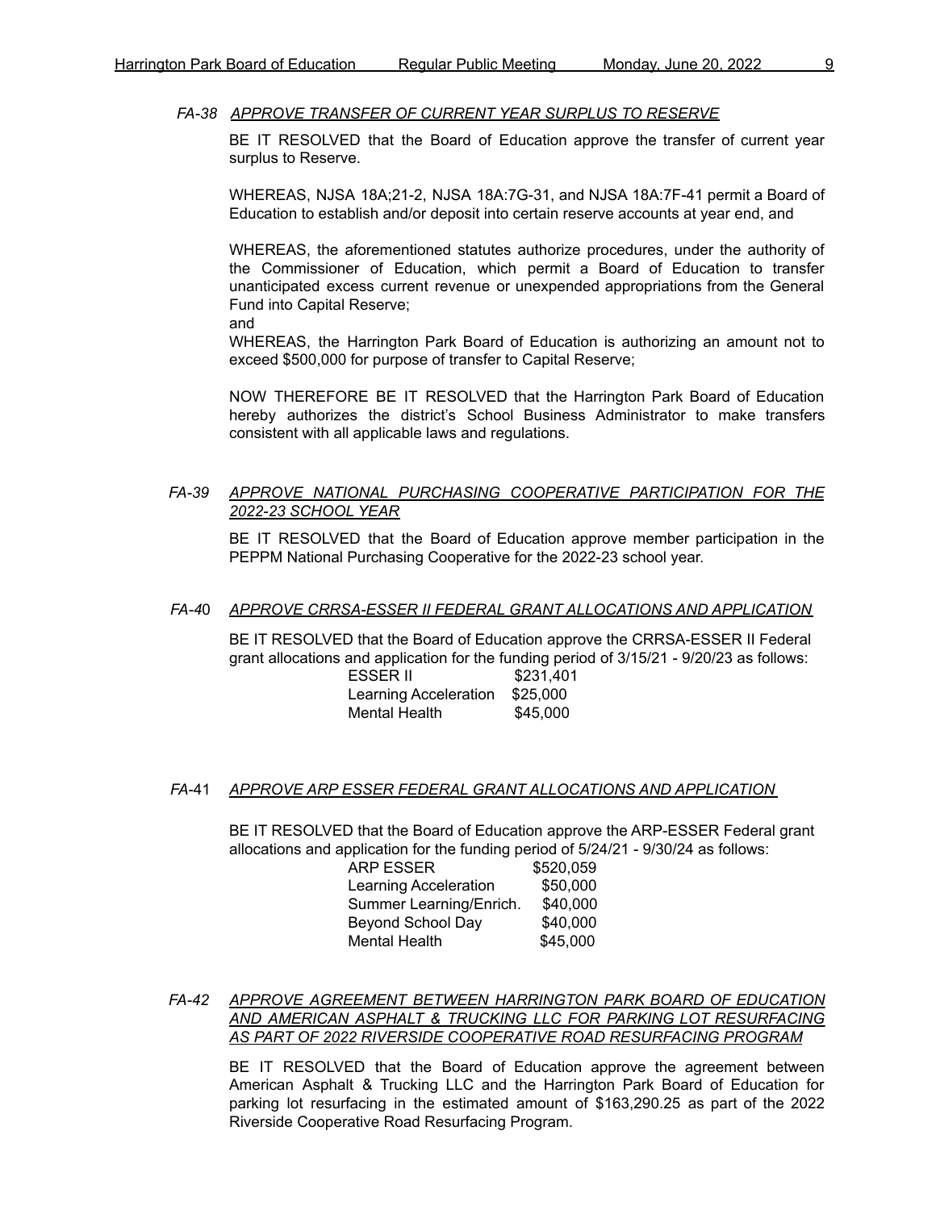*FA-38 APPROVE TRANSFER OF CURRENT YEAR SURPLUS TO RESERVE*

BE IT RESOLVED that the Board of Education approve the transfer of current year surplus to Reserve.

WHEREAS, NJSA 18A;21-2, NJSA 18A:7G-31, and NJSA 18A:7F-41 permit a Board of Education to establish and/or deposit into certain reserve accounts at year end, and

WHEREAS, the aforementioned statutes authorize procedures, under the authority of the Commissioner of Education, which permit a Board of Education to transfer unanticipated excess current revenue or unexpended appropriations from the General Fund into Capital Reserve;
and
WHEREAS, the Harrington Park Board of Education is authorizing an amount not to exceed $500,000 for purpose of transfer to Capital Reserve;

NOW THEREFORE BE IT RESOLVED that the Harrington Park Board of Education hereby authorizes the district's School Business Administrator to make transfers consistent with all applicable laws and regulations.

*FA-39 APPROVE NATIONAL PURCHASING COOPERATIVE PARTICIPATION FOR THE 2022-23 SCHOOL YEAR*

BE IT RESOLVED that the Board of Education approve member participation in the PEPPM National Purchasing Cooperative for the 2022-23 school year.

*FA-40 APPROVE CRRSA-ESSER II FEDERAL GRANT ALLOCATIONS AND APPLICATION*

BE IT RESOLVED that the Board of Education approve the CRRSA-ESSER II Federal grant allocations and application for the funding period of 3/15/21 - 9/20/23 as follows:

| | |
|---|---|
| ESSER II | $231,401 |
| Learning Acceleration | $25,000 |
| Mental Health | $45,000 |

*FA-41 APPROVE ARP ESSER FEDERAL GRANT ALLOCATIONS AND APPLICATION*

BE IT RESOLVED that the Board of Education approve the ARP-ESSER Federal grant allocations and application for the funding period of 5/24/21 - 9/30/24 as follows:

| | |
|---|---|
| ARP ESSER | $520,059 |
| Learning Acceleration | $50,000 |
| Summer Learning/Enrich. | $40,000 |
| Beyond School Day | $40,000 |
| Mental Health | $45,000 |

*FA-42 APPROVE AGREEMENT BETWEEN HARRINGTON PARK BOARD OF EDUCATION AND AMERICAN ASPHALT & TRUCKING LLC FOR PARKING LOT RESURFACING AS PART OF 2022 RIVERSIDE COOPERATIVE ROAD RESURFACING PROGRAM*

BE IT RESOLVED that the Board of Education approve the agreement between American Asphalt & Trucking LLC and the Harrington Park Board of Education for parking lot resurfacing in the estimated amount of $163,290.25 as part of the 2022 Riverside Cooperative Road Resurfacing Program.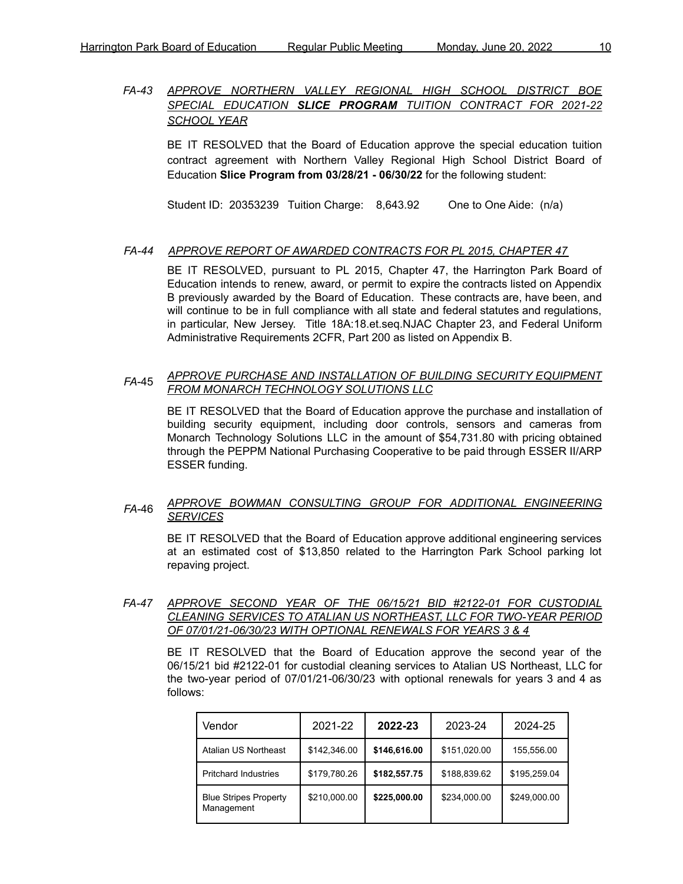*FA-43* ***APPROVE NORTHERN VALLEY REGIONAL HIGH SCHOOL DISTRICT BOE SPECIAL EDUCATION SLICE PROGRAM TUITION CONTRACT FOR 2021-22 SCHOOL YEAR***

BE IT RESOLVED that the Board of Education approve the special education tuition contract agreement with Northern Valley Regional High School District Board of Education **Slice Program from 03/28/21 - 06/30/22** for the following student:

Student ID: 20353239 Tuition Charge: 8,643.92 One to One Aide: (n/a)

*FA-44* *APPROVE REPORT OF AWARDED CONTRACTS FOR PL 2015, CHAPTER 47*

BE IT RESOLVED, pursuant to PL 2015, Chapter 47, the Harrington Park Board of Education intends to renew, award, or permit to expire the contracts listed on Appendix B previously awarded by the Board of Education. These contracts are, have been, and will continue to be in full compliance with all state and federal statutes and regulations, in particular, New Jersey. Title 18A:18.et.seq.NJAC Chapter 23, and Federal Uniform Administrative Requirements 2CFR, Part 200 as listed on Appendix B.

*FA-45* *APPROVE PURCHASE AND INSTALLATION OF BUILDING SECURITY EQUIPMENT FROM MONARCH TECHNOLOGY SOLUTIONS LLC*

BE IT RESOLVED that the Board of Education approve the purchase and installation of building security equipment, including door controls, sensors and cameras from Monarch Technology Solutions LLC in the amount of $54,731.80 with pricing obtained through the PEPPM National Purchasing Cooperative to be paid through ESSER II/ARP ESSER funding.

*FA-46* *APPROVE BOWMAN CONSULTING GROUP FOR ADDITIONAL ENGINEERING SERVICES*

BE IT RESOLVED that the Board of Education approve additional engineering services at an estimated cost of $13,850 related to the Harrington Park School parking lot repaving project.

*FA-47* *APPROVE SECOND YEAR OF THE 06/15/21 BID #2122-01 FOR CUSTODIAL CLEANING SERVICES TO ATALIAN US NORTHEAST, LLC FOR TWO-YEAR PERIOD OF 07/01/21-06/30/23 WITH OPTIONAL RENEWALS FOR YEARS 3 & 4*

BE IT RESOLVED that the Board of Education approve the second year of the 06/15/21 bid #2122-01 for custodial cleaning services to Atalian US Northeast, LLC for the two-year period of 07/01/21-06/30/23 with optional renewals for years 3 and 4 as follows:

| Vendor | 2021-22 | **2022-23** | 2023-24 | 2024-25 |
|---|---|---|---|---|
| Atalian US Northeast | $142,346.00 | **$146,616.00** | $151,020.00 | 155,556.00 |
| Pritchard Industries | $179,780.26 | **$182,557.75** | $188,839.62 | $195,259.04 |
| Blue Stripes Property Management | $210,000.00 | **$225,000.00** | $234,000.00 | $249,000.00 |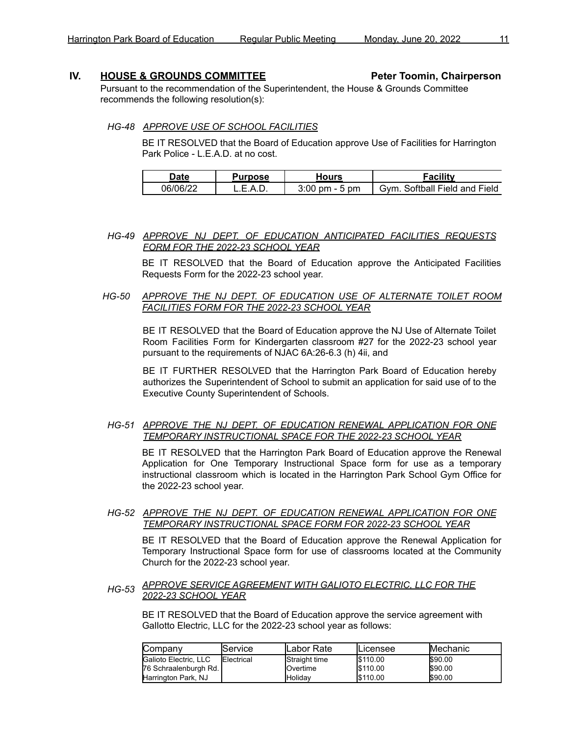## IV. HOUSE & GROUNDS COMMITTEE **Peter Toomin, Chairperson**

Pursuant to the recommendation of the Superintendent, the House & Grounds Committee recommends the following resolution(s):

*HG-48* ***APPROVE USE OF SCHOOL FACILITIES***

BE IT RESOLVED that the Board of Education approve Use of Facilities for Harrington Park Police - L.E.A.D. at no cost.

| Date | Purpose | Hours | Facility |
|---|---|---|---|
| 06/06/22 | L.E.A.D. | 3:00 pm - 5 pm | Gym. Softball Field and Field |

*HG-49* ***APPROVE NJ DEPT. OF EDUCATION ANTICIPATED FACILITIES REQUESTS FORM FOR THE 2022-23 SCHOOL YEAR***

BE IT RESOLVED that the Board of Education approve the Anticipated Facilities Requests Form for the 2022-23 school year.

*HG-50* ***APPROVE THE NJ DEPT. OF EDUCATION USE OF ALTERNATE TOILET ROOM FACILITIES FORM FOR THE 2022-23 SCHOOL YEAR***

BE IT RESOLVED that the Board of Education approve the NJ Use of Alternate Toilet Room Facilities Form for Kindergarten classroom #27 for the 2022-23 school year pursuant to the requirements of NJAC 6A:26-6.3 (h) 4ii, and

BE IT FURTHER RESOLVED that the Harrington Park Board of Education hereby authorizes the Superintendent of School to submit an application for said use of to the Executive County Superintendent of Schools.

*HG-51* ***APPROVE THE NJ DEPT. OF EDUCATION RENEWAL APPLICATION FOR ONE TEMPORARY INSTRUCTIONAL SPACE FOR THE 2022-23 SCHOOL YEAR***

BE IT RESOLVED that the Harrington Park Board of Education approve the Renewal Application for One Temporary Instructional Space form for use as a temporary instructional classroom which is located in the Harrington Park School Gym Office for the 2022-23 school year.

*HG-52* ***APPROVE THE NJ DEPT. OF EDUCATION RENEWAL APPLICATION FOR ONE TEMPORARY INSTRUCTIONAL SPACE FORM FOR 2022-23 SCHOOL YEAR***

BE IT RESOLVED that the Board of Education approve the Renewal Application for Temporary Instructional Space form for use of classrooms located at the Community Church for the 2022-23 school year.

*HG-53* ***APPROVE SERVICE AGREEMENT WITH GALIOTO ELECTRIC, LLC FOR THE 2022-23 SCHOOL YEAR***

BE IT RESOLVED that the Board of Education approve the service agreement with Gallotto Electric, LLC for the 2022-23 school year as follows:

| Company | Service | Labor Rate | Licensee | Mechanic |
|---|---|---|---|---|
| Galioto Electric, LLC<br>76 Schraalenburgh Rd.<br>Harrington Park, NJ | Electrical | Straight time<br>Overtime<br>Holiday | $110.00<br>$110.00<br>$110.00 | $90.00<br>$90.00<br>$90.00 |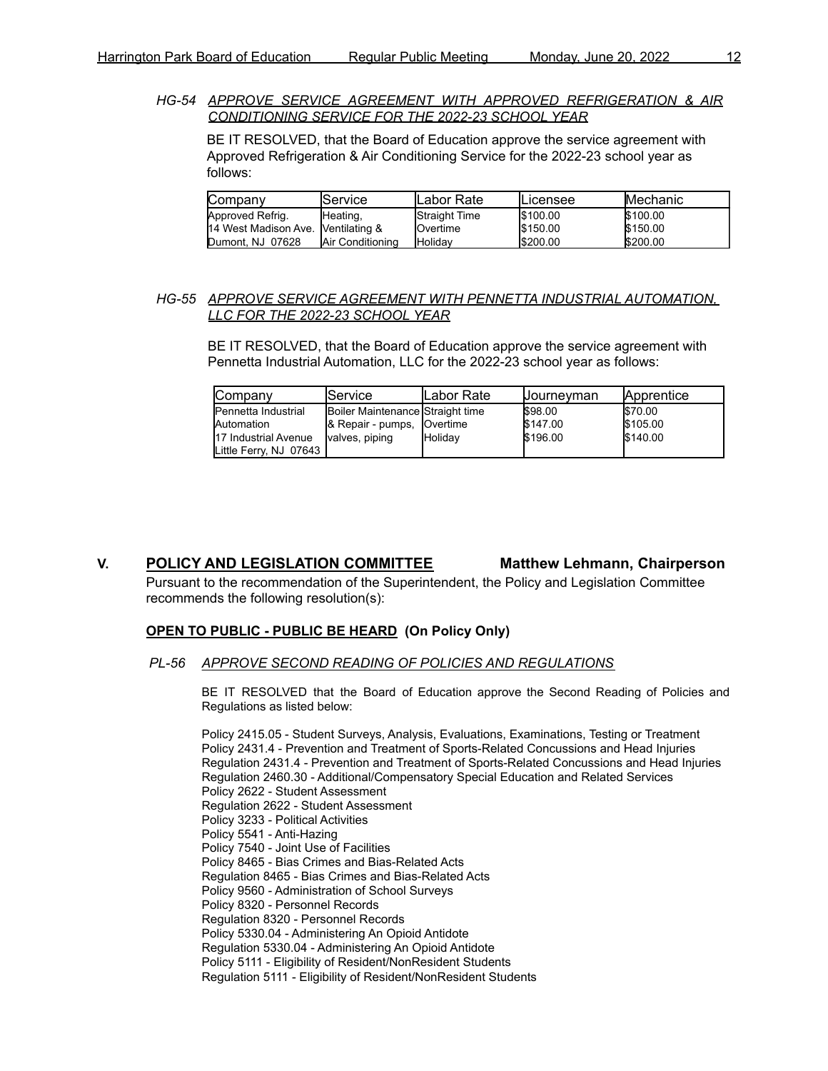*HG-54* ***APPROVE SERVICE AGREEMENT WITH APPROVED REFRIGERATION & AIR CONDITIONING SERVICE FOR THE 2022-23 SCHOOL YEAR***

BE IT RESOLVED, that the Board of Education approve the service agreement with Approved Refrigeration & Air Conditioning Service for the 2022-23 school year as follows:

| Company | Service | Labor Rate | Licensee | Mechanic |
|---|---|---|---|---|
| Approved Refrig.<br>14 West Madison Ave.<br>Dumont, NJ 07628 | Heating,<br>Ventilating &<br>Air Conditioning | Straight Time<br>Overtime<br>Holiday | $100.00<br>$150.00<br>$200.00 | $100.00<br>$150.00<br>$200.00 |

*HG-55* ***APPROVE SERVICE AGREEMENT WITH PENNETTA INDUSTRIAL AUTOMATION, LLC FOR THE 2022-23 SCHOOL YEAR***

BE IT RESOLVED, that the Board of Education approve the service agreement with Pennetta Industrial Automation, LLC for the 2022-23 school year as follows:

| Company | Service | Labor Rate | Journeyman | Apprentice |
|---|---|---|---|---|
| Pennetta Industrial<br>Automation<br>17 Industrial Avenue<br>Little Ferry, NJ 07643 | Boiler Maintenance<br>& Repair - pumps,<br>valves, piping | Straight time<br>Overtime<br>Holiday | $98.00<br>$147.00<br>$196.00 | $70.00<br>$105.00<br>$140.00 |

## V. POLICY AND LEGISLATION COMMITTEE — Matthew Lehmann, Chairperson

Pursuant to the recommendation of the Superintendent, the Policy and Legislation Committee recommends the following resolution(s):

**OPEN TO PUBLIC - PUBLIC BE HEARD (On Policy Only)**

*PL-56* ***APPROVE SECOND READING OF POLICIES AND REGULATIONS***

BE IT RESOLVED that the Board of Education approve the Second Reading of Policies and Regulations as listed below:

Policy 2415.05 - Student Surveys, Analysis, Evaluations, Examinations, Testing or Treatment
Policy 2431.4 - Prevention and Treatment of Sports-Related Concussions and Head Injuries
Regulation 2431.4 - Prevention and Treatment of Sports-Related Concussions and Head Injuries
Regulation 2460.30 - Additional/Compensatory Special Education and Related Services
Policy 2622 - Student Assessment
Regulation 2622 - Student Assessment
Policy 3233 - Political Activities
Policy 5541 - Anti-Hazing
Policy 7540 - Joint Use of Facilities
Policy 8465 - Bias Crimes and Bias-Related Acts
Regulation 8465 - Bias Crimes and Bias-Related Acts
Policy 9560 - Administration of School Surveys
Policy 8320 - Personnel Records
Regulation 8320 - Personnel Records
Policy 5330.04 - Administering An Opioid Antidote
Regulation 5330.04 - Administering An Opioid Antidote
Policy 5111 - Eligibility of Resident/NonResident Students
Regulation 5111 - Eligibility of Resident/NonResident Students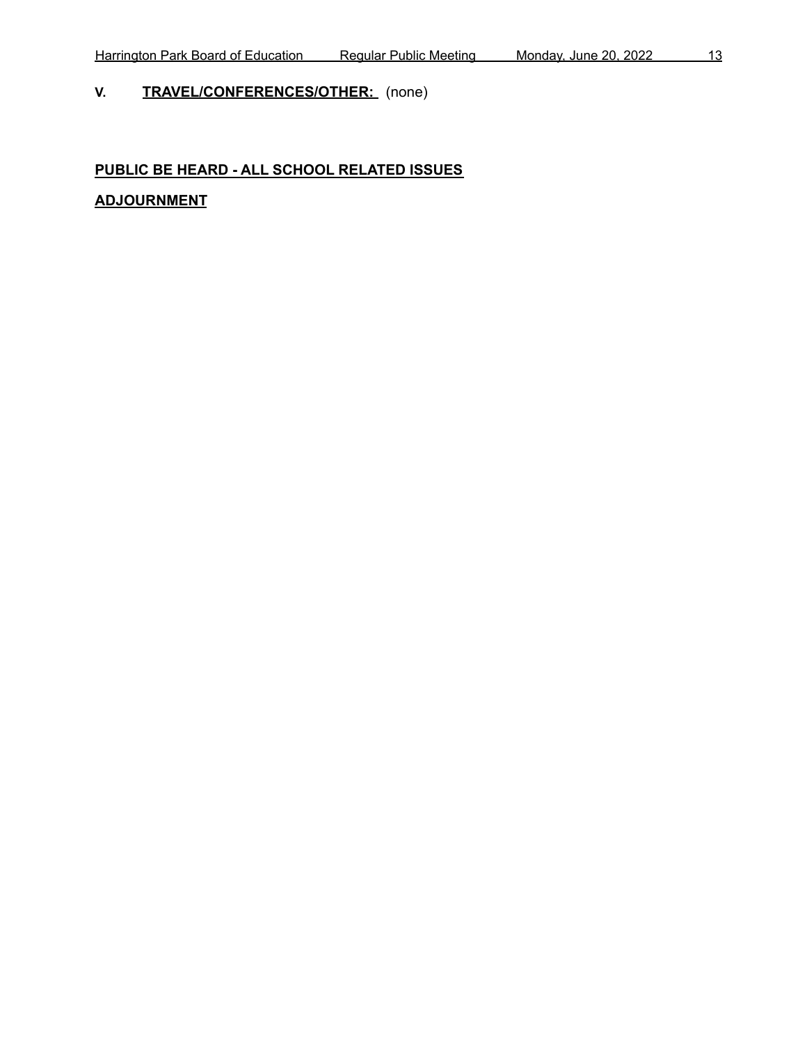**V. TRAVEL/CONFERENCES/OTHER:** (none)

**PUBLIC BE HEARD - ALL SCHOOL RELATED ISSUES**

**ADJOURNMENT**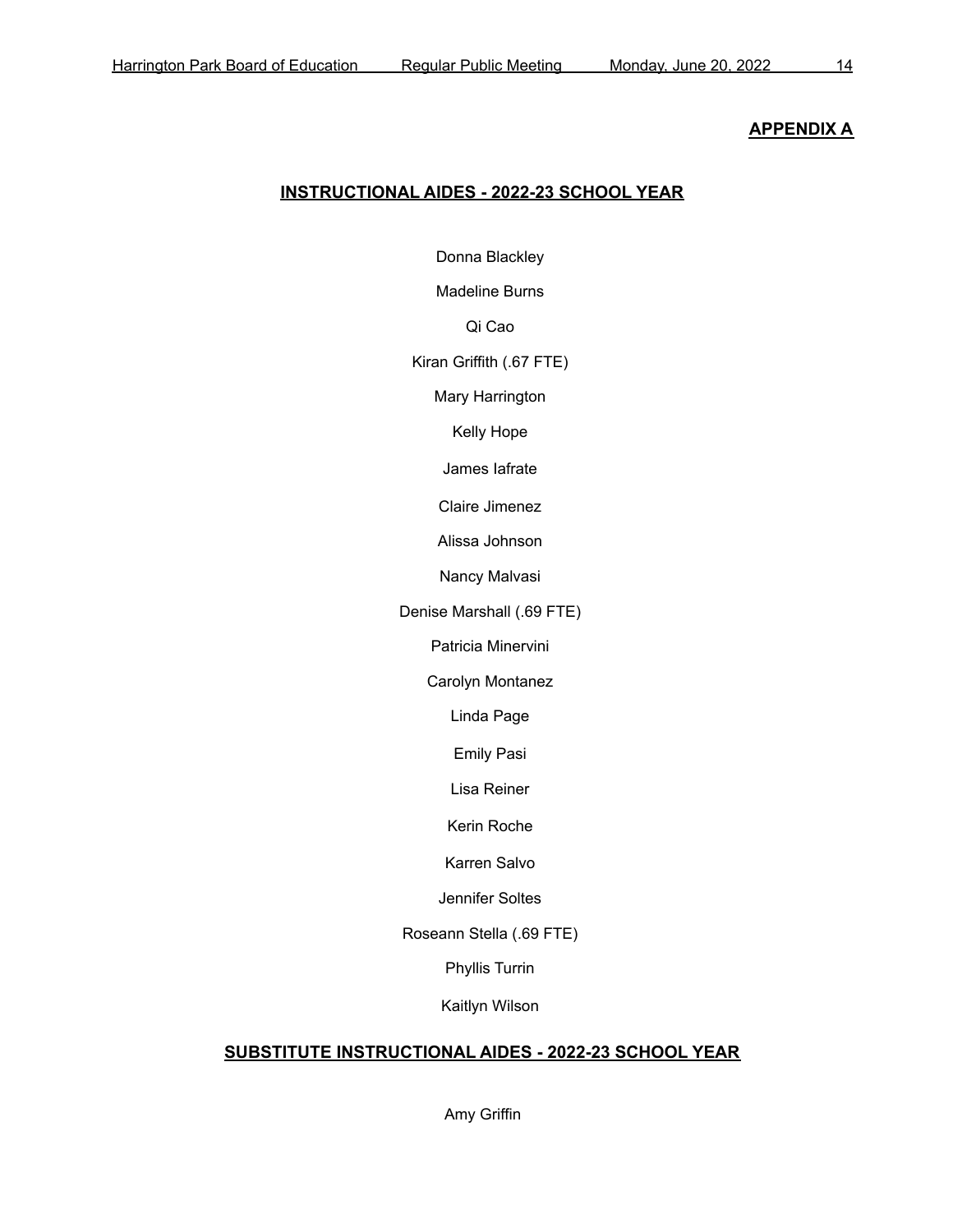**APPENDIX A**

## INSTRUCTIONAL AIDES - 2022-23 SCHOOL YEAR

Donna Blackley

Madeline Burns

Qi Cao

Kiran Griffith (.67 FTE)

Mary Harrington

Kelly Hope

James Iafrate

Claire Jimenez

Alissa Johnson

Nancy Malvasi

Denise Marshall (.69 FTE)

Patricia Minervini

Carolyn Montanez

Linda Page

Emily Pasi

Lisa Reiner

Kerin Roche

Karren Salvo

Jennifer Soltes

Roseann Stella (.69 FTE)

Phyllis Turrin

Kaitlyn Wilson

## SUBSTITUTE INSTRUCTIONAL AIDES - 2022-23 SCHOOL YEAR

Amy Griffin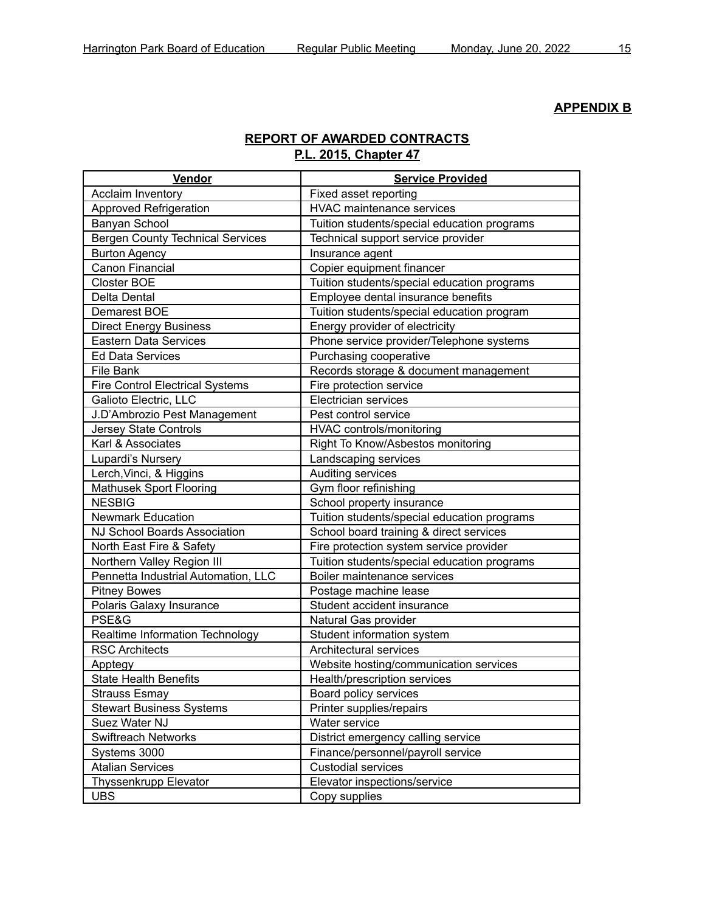**APPENDIX B**

**REPORT OF AWARDED CONTRACTS**
**P.L. 2015, Chapter 47**

| Vendor | Service Provided |
|---|---|
| Acclaim Inventory | Fixed asset reporting |
| Approved Refrigeration | HVAC maintenance services |
| Banyan School | Tuition students/special education programs |
| Bergen County Technical Services | Technical support service provider |
| Burton Agency | Insurance agent |
| Canon Financial | Copier equipment financer |
| Closter BOE | Tuition students/special education programs |
| Delta Dental | Employee dental insurance benefits |
| Demarest BOE | Tuition students/special education program |
| Direct Energy Business | Energy provider of electricity |
| Eastern Data Services | Phone service provider/Telephone systems |
| Ed Data Services | Purchasing cooperative |
| File Bank | Records storage & document management |
| Fire Control Electrical Systems | Fire protection service |
| Galioto Electric, LLC | Electrician services |
| J.D'Ambrozio Pest Management | Pest control service |
| Jersey State Controls | HVAC controls/monitoring |
| Karl & Associates | Right To Know/Asbestos monitoring |
| Lupardi's Nursery | Landscaping services |
| Lerch,Vinci, & Higgins | Auditing services |
| Mathusek Sport Flooring | Gym floor refinishing |
| NESBIG | School property insurance |
| Newmark Education | Tuition students/special education programs |
| NJ School Boards Association | School board training & direct services |
| North East Fire & Safety | Fire protection system service provider |
| Northern Valley Region III | Tuition students/special education programs |
| Pennetta Industrial Automation, LLC | Boiler maintenance services |
| Pitney Bowes | Postage machine lease |
| Polaris Galaxy Insurance | Student accident insurance |
| PSE&G | Natural Gas provider |
| Realtime Information Technology | Student information system |
| RSC Architects | Architectural services |
| Apptegy | Website hosting/communication services |
| State Health Benefits | Health/prescription services |
| Strauss Esmay | Board policy services |
| Stewart Business Systems | Printer supplies/repairs |
| Suez Water NJ | Water service |
| Swiftreach Networks | District emergency calling service |
| Systems 3000 | Finance/personnel/payroll service |
| Atalian Services | Custodial services |
| Thyssenkrupp Elevator | Elevator inspections/service |
| UBS | Copy supplies |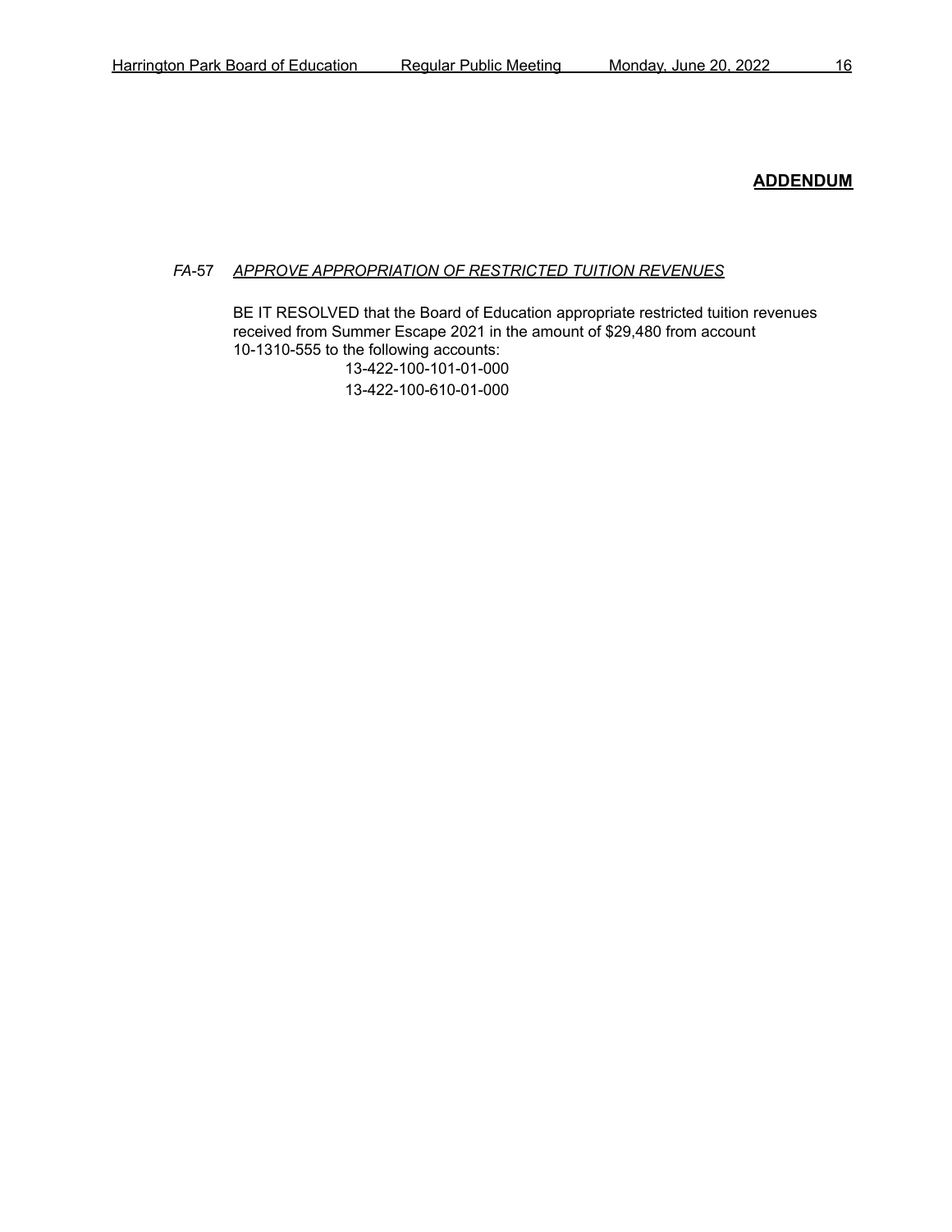## **ADDENDUM**

*FA*-57 *APPROVE APPROPRIATION OF RESTRICTED TUITION REVENUES*

BE IT RESOLVED that the Board of Education appropriate restricted tuition revenues received from Summer Escape 2021 in the amount of $29,480 from account 10-1310-555 to the following accounts:

13-422-100-101-01-000
13-422-100-610-01-000